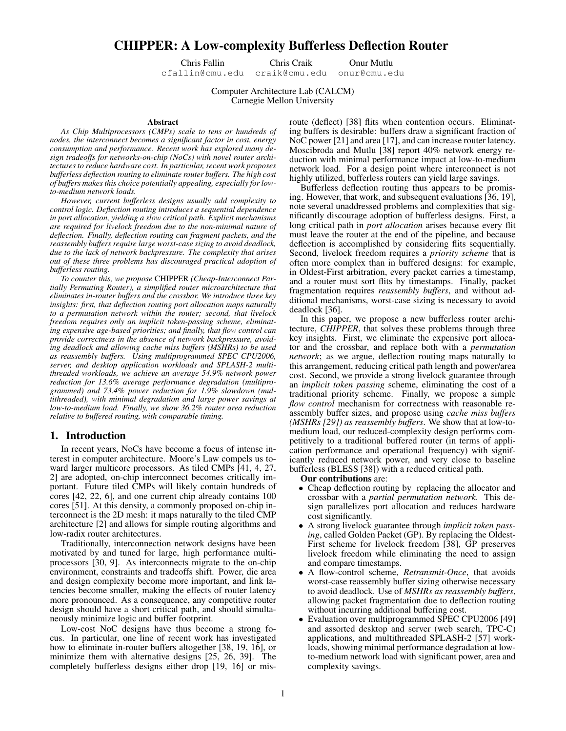# CHIPPER: A Low-complexity Bufferless Deflection Router

Chris Fallin cfallin@cmu.edu
Chris Craik craik@cmu.edu
Onur Mutlu onur@cmu.edu

Computer Architecture Lab (CALCM)
Carnegie Mellon University

### Abstract

*As Chip Multiprocessors (CMPs) scale to tens or hundreds of nodes, the interconnect becomes a significant factor in cost, energy consumption and performance. Recent work has explored many design tradeoffs for networks-on-chip (NoCs) with novel router architectures to reduce hardware cost. In particular, recent work proposes bufferless deflection routing to eliminate router buffers. The high cost of buffers makes this choice potentially appealing, especially for low-to-medium network loads.*

*However, current bufferless designs usually add complexity to control logic. Deflection routing introduces a sequential dependence in port allocation, yielding a slow critical path. Explicit mechanisms are required for livelock freedom due to the non-minimal nature of deflection. Finally, deflection routing can fragment packets, and the reassembly buffers require large worst-case sizing to avoid deadlock, due to the lack of network backpressure. The complexity that arises out of these three problems has discouraged practical adoption of bufferless routing.*

*To counter this, we propose* CHIPPER *(Cheap-Interconnect Partially Permuting Router), a simplified router microarchitecture that eliminates in-router buffers and the crossbar. We introduce three key insights: first, that deflection routing port allocation maps naturally to a permutation network within the router; second, that livelock freedom requires only an implicit token-passing scheme, eliminating expensive age-based priorities; and finally, that flow control can provide correctness in the absence of network backpressure, avoiding deadlock and allowing cache miss buffers (MSHRs) to be used as reassembly buffers. Using multiprogrammed SPEC CPU2006, server, and desktop application workloads and SPLASH-2 multithreaded workloads, we achieve an average 54.9% network power reduction for 13.6% average performance degradation (multiprogrammed) and 73.4% power reduction for 1.9% slowdown (multithreaded), with minimal degradation and large power savings at low-to-medium load. Finally, we show 36.2% router area reduction relative to buffered routing, with comparable timing.*

## 1. Introduction

In recent years, NoCs have become a focus of intense interest in computer architecture. Moore's Law compels us toward larger multicore processors. As tiled CMPs [41, 4, 27, 2] are adopted, on-chip interconnect becomes critically important. Future tiled CMPs will likely contain hundreds of cores [42, 22, 6], and one current chip already contains 100 cores [51]. At this density, a commonly proposed on-chip interconnect is the 2D mesh: it maps naturally to the tiled CMP architecture [2] and allows for simple routing algorithms and low-radix router architectures.

Traditionally, interconnection network designs have been motivated by and tuned for large, high performance multiprocessors [30, 9]. As interconnects migrate to the on-chip environment, constraints and tradeoffs shift. Power, die area and design complexity become more important, and link latencies become smaller, making the effects of router latency more pronounced. As a consequence, any competitive router design should have a short critical path, and should simultaneously minimize logic and buffer footprint.

Low-cost NoC designs have thus become a strong focus. In particular, one line of recent work has investigated how to eliminate in-router buffers altogether [38, 19, 16], or minimize them with alternative designs [25, 26, 39]. The completely bufferless designs either drop [19, 16] or misroute (deflect) [38] flits when contention occurs. Eliminating buffers is desirable: buffers draw a significant fraction of NoC power [21] and area [17], and can increase router latency. Moscibroda and Mutlu [38] report 40% network energy reduction with minimal performance impact at low-to-medium network load. For a design point where interconnect is not highly utilized, bufferless routers can yield large savings.

Bufferless deflection routing thus appears to be promising. However, that work, and subsequent evaluations [36, 19], note several unaddressed problems and complexities that significantly discourage adoption of bufferless designs. First, a long critical path in *port allocation* arises because every flit must leave the router at the end of the pipeline, and because deflection is accomplished by considering flits sequentially. Second, livelock freedom requires a *priority scheme* that is often more complex than in buffered designs: for example, in Oldest-First arbitration, every packet carries a timestamp, and a router must sort flits by timestamps. Finally, packet fragmentation requires *reassembly buffers*, and without additional mechanisms, worst-case sizing is necessary to avoid deadlock [36].

In this paper, we propose a new bufferless router architecture, *CHIPPER*, that solves these problems through three key insights. First, we eliminate the expensive port allocator and the crossbar, and replace both with a *permutation network*; as we argue, deflection routing maps naturally to this arrangement, reducing critical path length and power/area cost. Second, we provide a strong livelock guarantee through an *implicit token passing* scheme, eliminating the cost of a traditional priority scheme. Finally, we propose a simple *flow control* mechanism for correctness with reasonable reassembly buffer sizes, and propose using *cache miss buffers (MSHRs [29]) as reassembly buffers*. We show that at low-to-medium load, our reduced-complexity design performs competitively to a traditional buffered router (in terms of application performance and operational frequency) with significantly reduced network power, and very close to baseline bufferless (BLESS [38]) with a reduced critical path.

**Our contributions** are:

- Cheap deflection routing by replacing the allocator and crossbar with a *partial permutation network*. This design parallelizes port allocation and reduces hardware cost significantly.
- A strong livelock guarantee through *implicit token passing*, called Golden Packet (GP). By replacing the Oldest-First scheme for livelock freedom [38], GP preserves livelock freedom while eliminating the need to assign and compare timestamps.
- A flow-control scheme, *Retransmit-Once*, that avoids worst-case reassembly buffer sizing otherwise necessary to avoid deadlock. Use of *MSHRs as reassembly buffers*, allowing packet fragmentation due to deflection routing without incurring additional buffering cost.
- Evaluation over multiprogrammed SPEC CPU2006 [49] and assorted desktop and server (web search, TPC-C) applications, and multithreaded SPLASH-2 [57] workloads, showing minimal performance degradation at low-to-medium network load with significant power, area and complexity savings.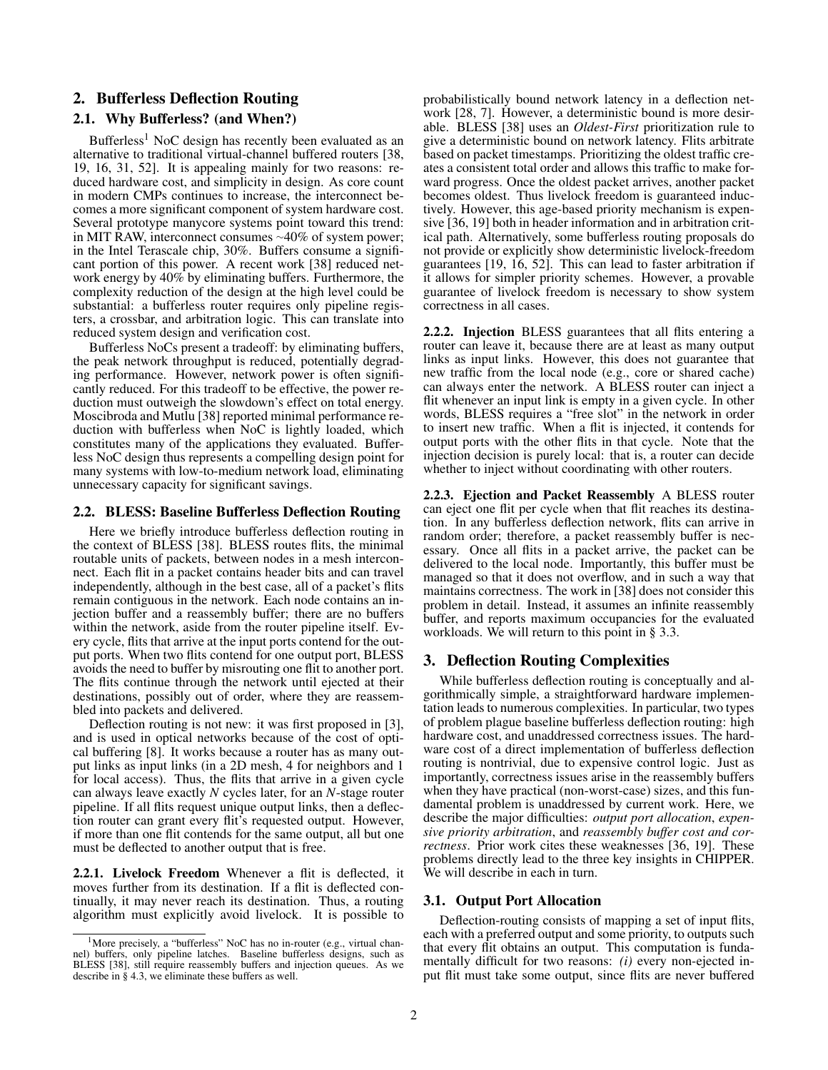## 2. Bufferless Deflection Routing

### 2.1. Why Bufferless? (and When?)

Bufferless[1] NoC design has recently been evaluated as an alternative to traditional virtual-channel buffered routers [38, 19, 16, 31, 52]. It is appealing mainly for two reasons: reduced hardware cost, and simplicity in design. As core count in modern CMPs continues to increase, the interconnect becomes a more significant component of system hardware cost. Several prototype manycore systems point toward this trend: in MIT RAW, interconnect consumes ~40% of system power; in the Intel Terascale chip, 30%. Buffers consume a significant portion of this power. A recent work [38] reduced network energy by 40% by eliminating buffers. Furthermore, the complexity reduction of the design at the high level could be substantial: a bufferless router requires only pipeline registers, a crossbar, and arbitration logic. This can translate into reduced system design and verification cost.

Bufferless NoCs present a tradeoff: by eliminating buffers, the peak network throughput is reduced, potentially degrading performance. However, network power is often significantly reduced. For this tradeoff to be effective, the power reduction must outweigh the slowdown's effect on total energy. Moscibroda and Mutlu [38] reported minimal performance reduction with bufferless when NoC is lightly loaded, which constitutes many of the applications they evaluated. Bufferless NoC design thus represents a compelling design point for many systems with low-to-medium network load, eliminating unnecessary capacity for significant savings.

### 2.2. BLESS: Baseline Bufferless Deflection Routing

Here we briefly introduce bufferless deflection routing in the context of BLESS [38]. BLESS routes flits, the minimal routable units of packets, between nodes in a mesh interconnect. Each flit in a packet contains header bits and can travel independently, although in the best case, all of a packet's flits remain contiguous in the network. Each node contains an injection buffer and a reassembly buffer; there are no buffers within the network, aside from the router pipeline itself. Every cycle, flits that arrive at the input ports contend for the output ports. When two flits contend for one output port, BLESS avoids the need to buffer by misrouting one flit to another port. The flits continue through the network until ejected at their destinations, possibly out of order, where they are reassembled into packets and delivered.

Deflection routing is not new: it was first proposed in [3], and is used in optical networks because of the cost of optical buffering [8]. It works because a router has as many output links as input links (in a 2D mesh, 4 for neighbors and 1 for local access). Thus, the flits that arrive in a given cycle can always leave exactly $N$ cycles later, for an $N$-stage router pipeline. If all flits request unique output links, then a deflection router can grant every flit's requested output. However, if more than one flit contends for the same output, all but one must be deflected to another output that is free.

**2.2.1. Livelock Freedom** Whenever a flit is deflected, it moves further from its destination. If a flit is deflected continually, it may never reach its destination. Thus, a routing algorithm must explicitly avoid livelock. It is possible to probabilistically bound network latency in a deflection network [28, 7]. However, a deterministic bound is more desirable. BLESS [38] uses an *Oldest-First* prioritization rule to give a deterministic bound on network latency. Flits arbitrate based on packet timestamps. Prioritizing the oldest traffic creates a consistent total order and allows this traffic to make forward progress. Once the oldest packet arrives, another packet becomes oldest. Thus livelock freedom is guaranteed inductively. However, this age-based priority mechanism is expensive [36, 19] both in header information and in arbitration critical path. Alternatively, some bufferless routing proposals do not provide or explicitly show deterministic livelock-freedom guarantees [19, 16, 52]. This can lead to faster arbitration if it allows for simpler priority schemes. However, a provable guarantee of livelock freedom is necessary to show system correctness in all cases.

**2.2.2. Injection** BLESS guarantees that all flits entering a router can leave it, because there are at least as many output links as input links. However, this does not guarantee that new traffic from the local node (e.g., core or shared cache) can always enter the network. A BLESS router can inject a flit whenever an input link is empty in a given cycle. In other words, BLESS requires a "free slot" in the network in order to insert new traffic. When a flit is injected, it contends for output ports with the other flits in that cycle. Note that the injection decision is purely local: that is, a router can decide whether to inject without coordinating with other routers.

**2.2.3. Ejection and Packet Reassembly** A BLESS router can eject one flit per cycle when that flit reaches its destination. In any bufferless deflection network, flits can arrive in random order; therefore, a packet reassembly buffer is necessary. Once all flits in a packet arrive, the packet can be delivered to the local node. Importantly, this buffer must be managed so that it does not overflow, and in such a way that maintains correctness. The work in [38] does not consider this problem in detail. Instead, it assumes an infinite reassembly buffer, and reports maximum occupancies for the evaluated workloads. We will return to this point in § 3.3.

## 3. Deflection Routing Complexities

While bufferless deflection routing is conceptually and algorithmically simple, a straightforward hardware implementation leads to numerous complexities. In particular, two types of problem plague baseline bufferless deflection routing: high hardware cost, and unaddressed correctness issues. The hardware cost of a direct implementation of bufferless deflection routing is nontrivial, due to expensive control logic. Just as importantly, correctness issues arise in the reassembly buffers when they have practical (non-worst-case) sizes, and this fundamental problem is unaddressed by current work. Here, we describe the major difficulties: *output port allocation*, *expensive priority arbitration*, and *reassembly buffer cost and correctness*. Prior work cites these weaknesses [36, 19]. These problems directly lead to the three key insights in CHIPPER. We will describe in each in turn.

### 3.1. Output Port Allocation

Deflection-routing consists of mapping a set of input flits, each with a preferred output and some priority, to outputs such that every flit obtains an output. This computation is fundamentally difficult for two reasons: *(i)* every non-ejected input flit must take some output, since flits are never buffered

[1] More precisely, a "bufferless" NoC has no in-router (e.g., virtual channel) buffers, only pipeline latches. Baseline bufferless designs, such as BLESS [38], still require reassembly buffers and injection queues. As we describe in § 4.3, we eliminate these buffers as well.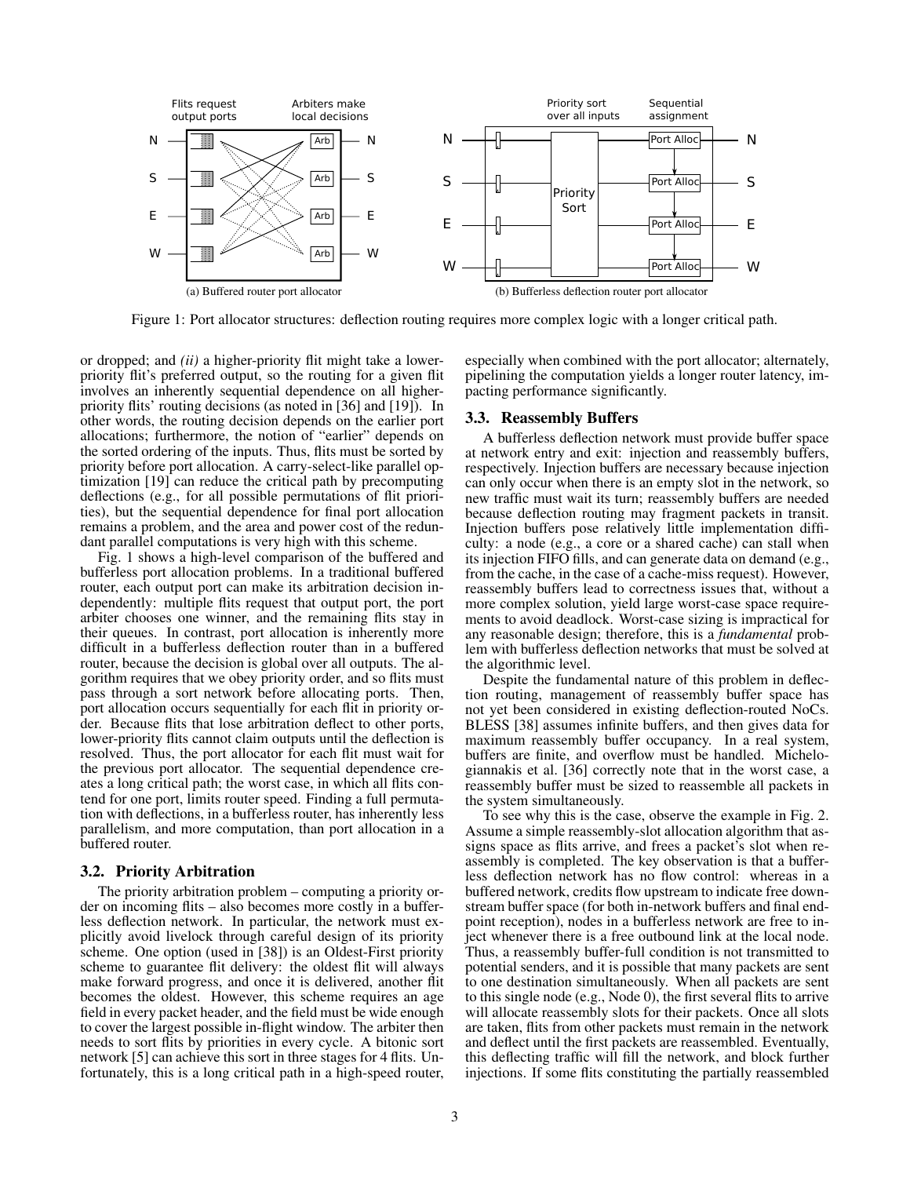(a) Buffered router port allocator

(b) Bufferless deflection router port allocator

Figure 1: Port allocator structures: deflection routing requires more complex logic with a longer critical path.

or dropped; and *(ii)* a higher-priority flit might take a lower-priority flit's preferred output, so the routing for a given flit involves an inherently sequential dependence on all higher-priority flits' routing decisions (as noted in [36] and [19]). In other words, the routing decision depends on the earlier port allocations; furthermore, the notion of "earlier" depends on the sorted ordering of the inputs. Thus, flits must be sorted by priority before port allocation. A carry-select-like parallel optimization [19] can reduce the critical path by precomputing deflections (e.g., for all possible permutations of flit priorities), but the sequential dependence for final port allocation remains a problem, and the area and power cost of the redundant parallel computations is very high with this scheme.

Fig. 1 shows a high-level comparison of the buffered and bufferless port allocation problems. In a traditional buffered router, each output port can make its arbitration decision independently: multiple flits request that output port, the port arbiter chooses one winner, and the remaining flits stay in their queues. In contrast, port allocation is inherently more difficult in a bufferless deflection router than in a buffered router, because the decision is global over all outputs. The algorithm requires that we obey priority order, and so flits must pass through a sort network before allocating ports. Then, port allocation occurs sequentially for each flit in priority order. Because flits that lose arbitration deflect to other ports, lower-priority flits cannot claim outputs until the deflection is resolved. Thus, the port allocator for each flit must wait for the previous port allocator. The sequential dependence creates a long critical path; the worst case, in which all flits contend for one port, limits router speed. Finding a full permutation with deflections, in a bufferless router, has inherently less parallelism, and more computation, than port allocation in a buffered router.

### 3.2. Priority Arbitration

The priority arbitration problem – computing a priority order on incoming flits – also becomes more costly in a bufferless deflection network. In particular, the network must explicitly avoid livelock through careful design of its priority scheme. One option (used in [38]) is an Oldest-First priority scheme to guarantee flit delivery: the oldest flit will always make forward progress, and once it is delivered, another flit becomes the oldest. However, this scheme requires an age field in every packet header, and the field must be wide enough to cover the largest possible in-flight window. The arbiter then needs to sort flits by priorities in every cycle. A bitonic sort network [5] can achieve this sort in three stages for 4 flits. Unfortunately, this is a long critical path in a high-speed router, especially when combined with the port allocator; alternately, pipelining the computation yields a longer router latency, impacting performance significantly.

### 3.3. Reassembly Buffers

A bufferless deflection network must provide buffer space at network entry and exit: injection and reassembly buffers, respectively. Injection buffers are necessary because injection can only occur when there is an empty slot in the network, so new traffic must wait its turn; reassembly buffers are needed because deflection routing may fragment packets in transit. Injection buffers pose relatively little implementation difficulty: a node (e.g., a core or a shared cache) can stall when its injection FIFO fills, and can generate data on demand (e.g., from the cache, in the case of a cache-miss request). However, reassembly buffers lead to correctness issues that, without a more complex solution, yield large worst-case space requirements to avoid deadlock. Worst-case sizing is impractical for any reasonable design; therefore, this is a *fundamental* problem with bufferless deflection networks that must be solved at the algorithmic level.

Despite the fundamental nature of this problem in deflection routing, management of reassembly buffer space has not yet been considered in existing deflection-routed NoCs. BLESS [38] assumes infinite buffers, and then gives data for maximum reassembly buffer occupancy. In a real system, buffers are finite, and overflow must be handled. Michelogiannakis et al. [36] correctly note that in the worst case, a reassembly buffer must be sized to reassemble all packets in the system simultaneously.

To see why this is the case, observe the example in Fig. 2. Assume a simple reassembly-slot allocation algorithm that assigns space as flits arrive, and frees a packet's slot when reassembly is completed. The key observation is that a bufferless deflection network has no flow control: whereas in a buffered network, credits flow upstream to indicate free downstream buffer space (for both in-network buffers and final endpoint reception), nodes in a bufferless network are free to inject whenever there is a free outbound link at the local node. Thus, a reassembly buffer-full condition is not transmitted to potential senders, and it is possible that many packets are sent to one destination simultaneously. When all packets are sent to this single node (e.g., Node 0), the first several flits to arrive will allocate reassembly slots for their packets. Once all slots are taken, flits from other packets must remain in the network and deflect until the first packets are reassembled. Eventually, this deflecting traffic will fill the network, and block further injections. If some flits constituting the partially reassembled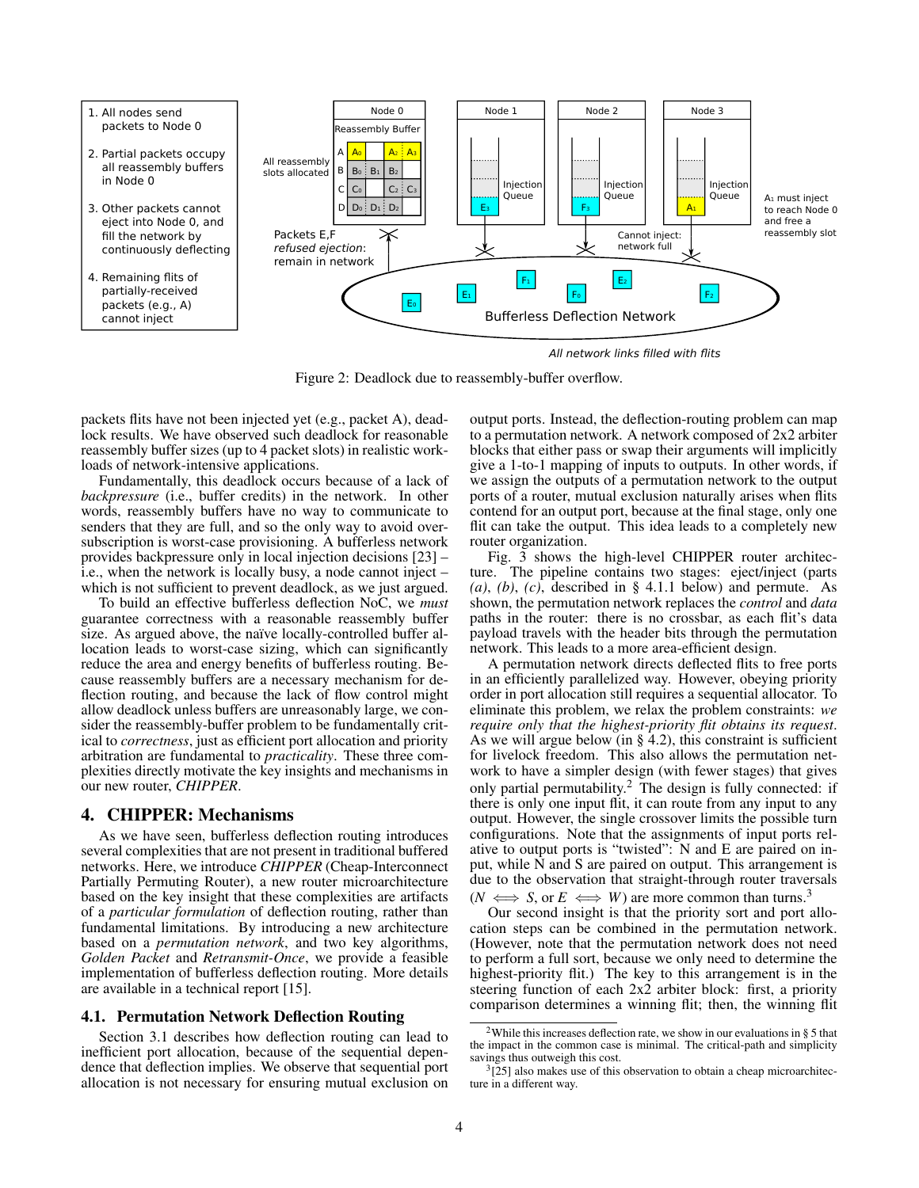Figure 2: Deadlock due to reassembly-buffer overflow.

packets flits have not been injected yet (e.g., packet A), deadlock results. We have observed such deadlock for reasonable reassembly buffer sizes (up to 4 packet slots) in realistic workloads of network-intensive applications.

Fundamentally, this deadlock occurs because of a lack of *backpressure* (i.e., buffer credits) in the network. In other words, reassembly buffers have no way to communicate to senders that they are full, and so the only way to avoid oversubscription is worst-case provisioning. A bufferless network provides backpressure only in local injection decisions [23] – i.e., when the network is locally busy, a node cannot inject – which is not sufficient to prevent deadlock, as we just argued.

To build an effective bufferless deflection NoC, we *must* guarantee correctness with a reasonable reassembly buffer size. As argued above, the naïve locally-controlled buffer allocation leads to worst-case sizing, which can significantly reduce the area and energy benefits of bufferless routing. Because reassembly buffers are a necessary mechanism for deflection routing, and because the lack of flow control might allow deadlock unless buffers are unreasonably large, we consider the reassembly-buffer problem to be fundamentally critical to *correctness*, just as efficient port allocation and priority arbitration are fundamental to *practicality*. These three complexities directly motivate the key insights and mechanisms in our new router, *CHIPPER*.

## 4. CHIPPER: Mechanisms

As we have seen, bufferless deflection routing introduces several complexities that are not present in traditional buffered networks. Here, we introduce *CHIPPER* (Cheap-Interconnect Partially Permuting Router), a new router microarchitecture based on the key insight that these complexities are artifacts of a *particular formulation* of deflection routing, rather than fundamental limitations. By introducing a new architecture based on a *permutation network*, and two key algorithms, *Golden Packet* and *Retransmit-Once*, we provide a feasible implementation of bufferless deflection routing. More details are available in a technical report [15].

### 4.1. Permutation Network Deflection Routing

Section 3.1 describes how deflection routing can lead to inefficient port allocation, because of the sequential dependence that deflection implies. We observe that sequential port allocation is not necessary for ensuring mutual exclusion on output ports. Instead, the deflection-routing problem can map to a permutation network. A network composed of 2x2 arbiter blocks that either pass or swap their arguments will implicitly give a 1-to-1 mapping of inputs to outputs. In other words, if we assign the outputs of a permutation network to the output ports of a router, mutual exclusion naturally arises when flits contend for an output port, because at the final stage, only one flit can take the output. This idea leads to a completely new router organization.

Fig. 3 shows the high-level CHIPPER router architecture. The pipeline contains two stages: eject/inject (parts *(a)*, *(b)*, *(c)*, described in § 4.1.1 below) and permute. As shown, the permutation network replaces the *control* and *data* paths in the router: there is no crossbar, as each flit's data payload travels with the header bits through the permutation network. This leads to a more area-efficient design.

A permutation network directs deflected flits to free ports in an efficiently parallelized way. However, obeying priority order in port allocation still requires a sequential allocator. To eliminate this problem, we relax the problem constraints: *we require only that the highest-priority flit obtains its request*. As we will argue below (in § 4.2), this constraint is sufficient for livelock freedom. This also allows the permutation network to have a simpler design (with fewer stages) that gives only partial permutability.[2] The design is fully connected: if there is only one input flit, it can route from any input to any output. However, the single crossover limits the possible turn configurations. Note that the assignments of input ports relative to output ports is "twisted": N and E are paired on input, while N and S are paired on output. This arrangement is due to the observation that straight-through router traversals ($N \iff S$, or $E \iff W$) are more common than turns.[3]

Our second insight is that the priority sort and port allocation steps can be combined in the permutation network. (However, note that the permutation network does not need to perform a full sort, because we only need to determine the highest-priority flit.) The key to this arrangement is in the steering function of each 2x2 arbiter block: first, a priority comparison determines a winning flit; then, the winning flit

[2] While this increases deflection rate, we show in our evaluations in § 5 that the impact in the common case is minimal. The critical-path and simplicity savings thus outweigh this cost.

[3] [25] also makes use of this observation to obtain a cheap microarchitecture in a different way.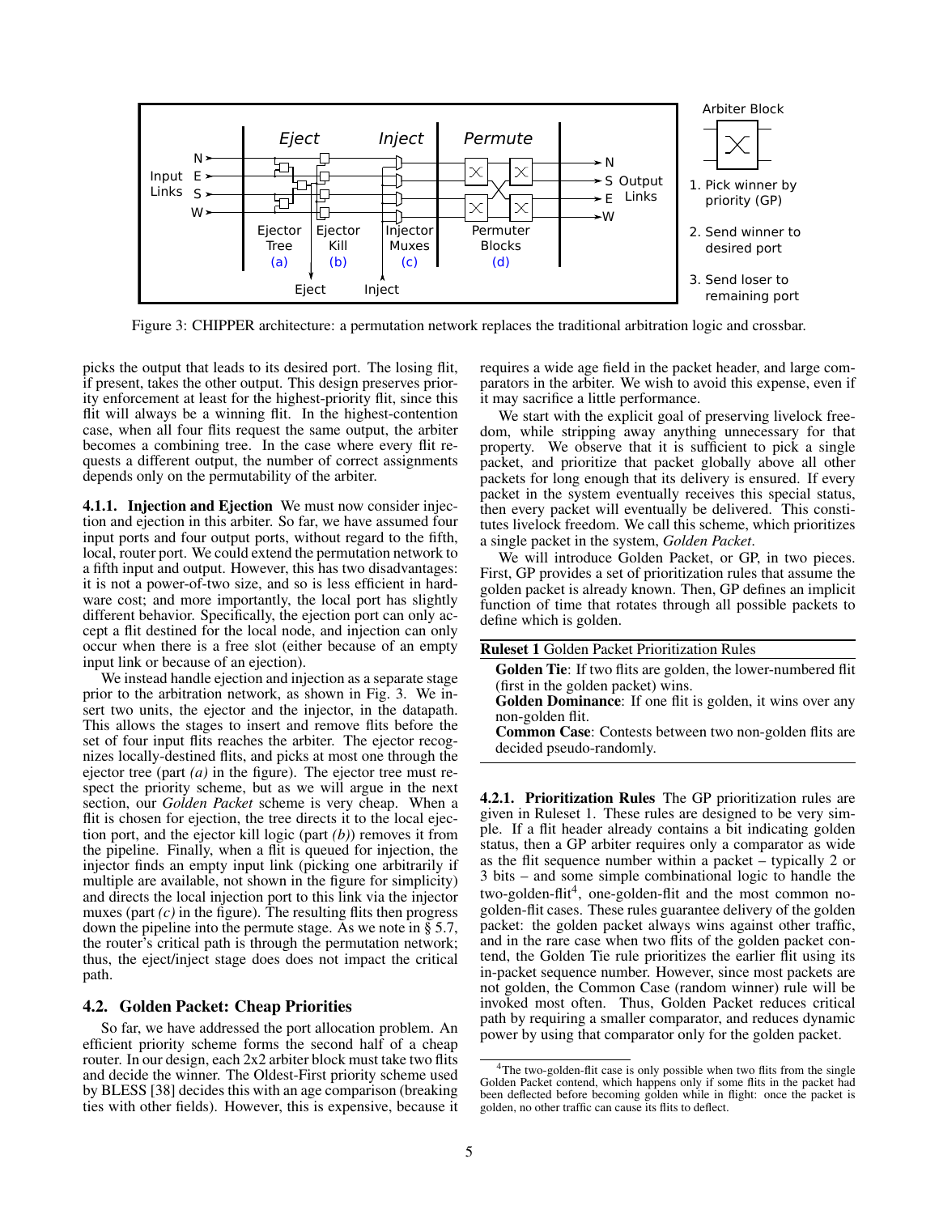Figure 3: CHIPPER architecture: a permutation network replaces the traditional arbitration logic and crossbar.

picks the output that leads to its desired port. The losing flit, if present, takes the other output. This design preserves priority enforcement at least for the highest-priority flit, since this flit will always be a winning flit. In the highest-contention case, when all four flits request the same output, the arbiter becomes a combining tree. In the case where every flit requests a different output, the number of correct assignments depends only on the permutability of the arbiter.

**4.1.1. Injection and Ejection** We must now consider injection and ejection in this arbiter. So far, we have assumed four input ports and four output ports, without regard to the fifth, local, router port. We could extend the permutation network to a fifth input and output. However, this has two disadvantages: it is not a power-of-two size, and so is less efficient in hardware cost; and more importantly, the local port has slightly different behavior. Specifically, the ejection port can only accept a flit destined for the local node, and injection can only occur when there is a free slot (either because of an empty input link or because of an ejection).

We instead handle ejection and injection as a separate stage prior to the arbitration network, as shown in Fig. 3. We insert two units, the ejector and the injector, in the datapath. This allows the stages to insert and remove flits before the set of four input flits reaches the arbiter. The ejector recognizes locally-destined flits, and picks at most one through the ejector tree (part *(a)* in the figure). The ejector tree must respect the priority scheme, but as we will argue in the next section, our *Golden Packet* scheme is very cheap. When a flit is chosen for ejection, the tree directs it to the local ejection port, and the ejector kill logic (part *(b)*) removes it from the pipeline. Finally, when a flit is queued for injection, the injector finds an empty input link (picking one arbitrarily if multiple are available, not shown in the figure for simplicity) and directs the local injection port to this link via the injector muxes (part *(c)* in the figure). The resulting flits then progress down the pipeline into the permute stage. As we note in § 5.7, the router's critical path is through the permutation network; thus, the eject/inject stage does does not impact the critical path.

## 4.2. Golden Packet: Cheap Priorities

So far, we have addressed the port allocation problem. An efficient priority scheme forms the second half of a cheap router. In our design, each 2x2 arbiter block must take two flits and decide the winner. The Oldest-First priority scheme used by BLESS [38] decides this with an age comparison (breaking ties with other fields). However, this is expensive, because it requires a wide age field in the packet header, and large comparators in the arbiter. We wish to avoid this expense, even if it may sacrifice a little performance.

We start with the explicit goal of preserving livelock freedom, while stripping away anything unnecessary for that property. We observe that it is sufficient to pick a single packet, and prioritize that packet globally above all other packets for long enough that its delivery is ensured. If every packet in the system eventually receives this special status, then every packet will eventually be delivered. This constitutes livelock freedom. We call this scheme, which prioritizes a single packet in the system, *Golden Packet*.

We will introduce Golden Packet, or GP, in two pieces. First, GP provides a set of prioritization rules that assume the golden packet is already known. Then, GP defines an implicit function of time that rotates through all possible packets to define which is golden.

**Ruleset 1** Golden Packet Prioritization Rules

**Golden Tie**: If two flits are golden, the lower-numbered flit (first in the golden packet) wins.
**Golden Dominance**: If one flit is golden, it wins over any non-golden flit.
**Common Case**: Contests between two non-golden flits are decided pseudo-randomly.

**4.2.1. Prioritization Rules** The GP prioritization rules are given in Ruleset 1. These rules are designed to be very simple. If a flit header already contains a bit indicating golden status, then a GP arbiter requires only a comparator as wide as the flit sequence number within a packet – typically 2 or 3 bits – and some simple combinational logic to handle the two-golden-flit[4], one-golden-flit and the most common no-golden-flit cases. These rules guarantee delivery of the golden packet: the golden packet always wins against other traffic, and in the rare case when two flits of the golden packet contend, the Golden Tie rule prioritizes the earlier flit using its in-packet sequence number. However, since most packets are not golden, the Common Case (random winner) rule will be invoked most often. Thus, Golden Packet reduces critical path by requiring a smaller comparator, and reduces dynamic power by using that comparator only for the golden packet.

[4] The two-golden-flit case is only possible when two flits from the single Golden Packet contend, which happens only if some flits in the packet had been deflected before becoming golden while in flight: once the packet is golden, no other traffic can cause its flits to deflect.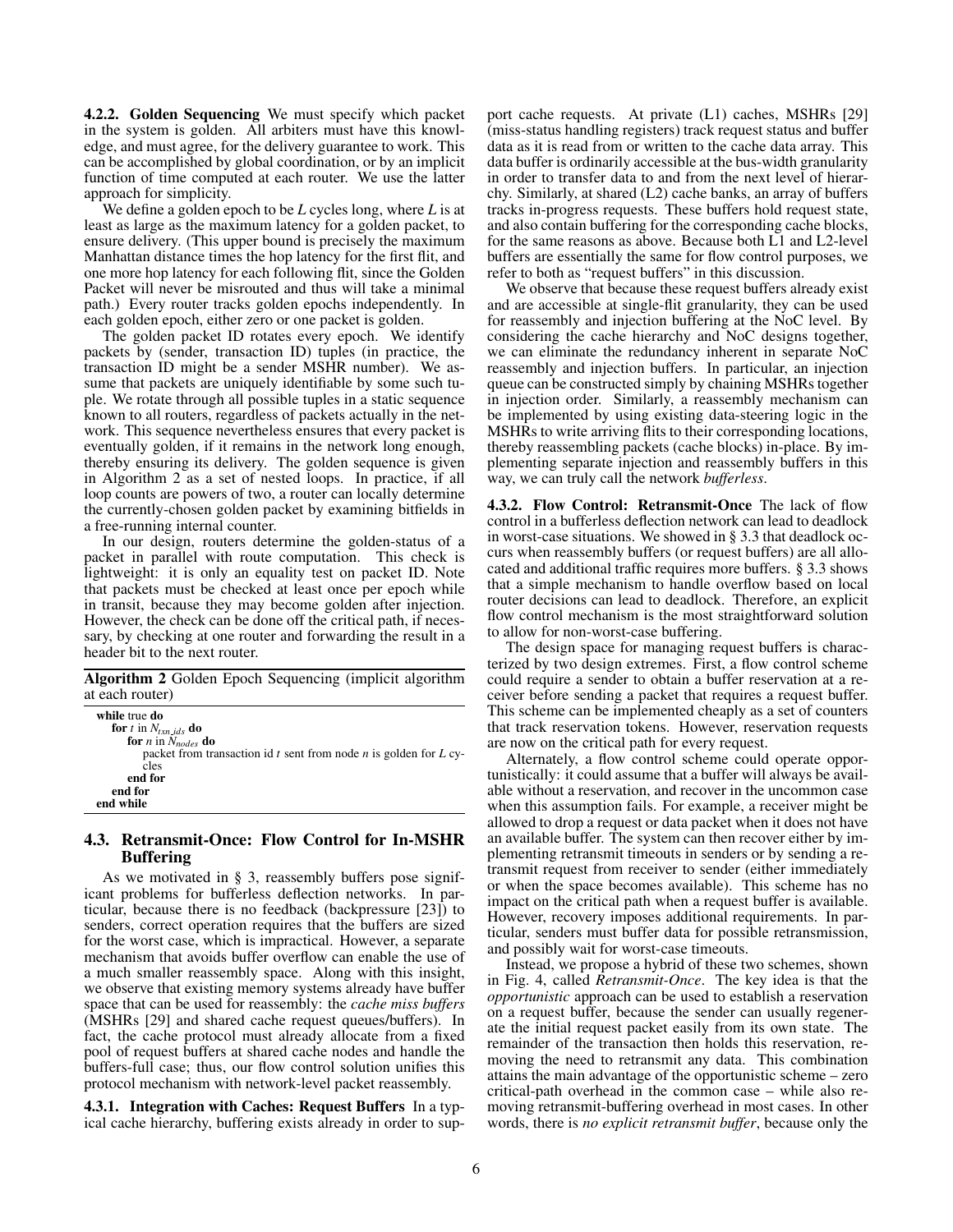**4.2.2. Golden Sequencing** We must specify which packet in the system is golden. All arbiters must have this knowledge, and must agree, for the delivery guarantee to work. This can be accomplished by global coordination, or by an implicit function of time computed at each router. We use the latter approach for simplicity.

We define a golden epoch to be $L$ cycles long, where $L$ is at least as large as the maximum latency for a golden packet, to ensure delivery. (This upper bound is precisely the maximum Manhattan distance times the hop latency for the first flit, and one more hop latency for each following flit, since the Golden Packet will never be misrouted and thus will take a minimal path.) Every router tracks golden epochs independently. In each golden epoch, either zero or one packet is golden.

The golden packet ID rotates every epoch. We identify packets by (sender, transaction ID) tuples (in practice, the transaction ID might be a sender MSHR number). We assume that packets are uniquely identifiable by some such tuple. We rotate through all possible tuples in a static sequence known to all routers, regardless of packets actually in the network. This sequence nevertheless ensures that every packet is eventually golden, if it remains in the network long enough, thereby ensuring its delivery. The golden sequence is given in Algorithm 2 as a set of nested loops. In practice, if all loop counts are powers of two, a router can locally determine the currently-chosen golden packet by examining bitfields in a free-running internal counter.

In our design, routers determine the golden-status of a packet in parallel with route computation. This check is lightweight: it is only an equality test on packet ID. Note that packets must be checked at least once per epoch while in transit, because they may become golden after injection. However, the check can be done off the critical path, if necessary, by checking at one router and forwarding the result in a header bit to the next router.

**Algorithm 2** Golden Epoch Sequencing (implicit algorithm at each router)

```
while true do
  for t in N_txn_ids do
    for n in N_nodes do
      packet from transaction id t sent from node n is golden for L cycles
    end for
  end for
end while
```

### 4.3. Retransmit-Once: Flow Control for In-MSHR Buffering

As we motivated in § 3, reassembly buffers pose significant problems for bufferless deflection networks. In particular, because there is no feedback (backpressure [23]) to senders, correct operation requires that the buffers are sized for the worst case, which is impractical. However, a separate mechanism that avoids buffer overflow can enable the use of a much smaller reassembly space. Along with this insight, we observe that existing memory systems already have buffer space that can be used for reassembly: the *cache miss buffers* (MSHRs [29] and shared cache request queues/buffers). In fact, the cache protocol must already allocate from a fixed pool of request buffers at shared cache nodes and handle the buffers-full case; thus, our flow control solution unifies this protocol mechanism with network-level packet reassembly.

**4.3.1. Integration with Caches: Request Buffers** In a typical cache hierarchy, buffering exists already in order to support cache requests. At private (L1) caches, MSHRs [29] (miss-status handling registers) track request status and buffer data as it is read from or written to the cache data array. This data buffer is ordinarily accessible at the bus-width granularity in order to transfer data to and from the next level of hierarchy. Similarly, at shared (L2) cache banks, an array of buffers tracks in-progress requests. These buffers hold request state, and also contain buffering for the corresponding cache blocks, for the same reasons as above. Because both L1 and L2-level buffers are essentially the same for flow control purposes, we refer to both as "request buffers" in this discussion.

We observe that because these request buffers already exist and are accessible at single-flit granularity, they can be used for reassembly and injection buffering at the NoC level. By considering the cache hierarchy and NoC designs together, we can eliminate the redundancy inherent in separate NoC reassembly and injection buffers. In particular, an injection queue can be constructed simply by chaining MSHRs together in injection order. Similarly, a reassembly mechanism can be implemented by using existing data-steering logic in the MSHRs to write arriving flits to their corresponding locations, thereby reassembling packets (cache blocks) in-place. By implementing separate injection and reassembly buffers in this way, we can truly call the network *bufferless*.

**4.3.2. Flow Control: Retransmit-Once** The lack of flow control in a bufferless deflection network can lead to deadlock in worst-case situations. We showed in § 3.3 that deadlock occurs when reassembly buffers (or request buffers) are all allocated and additional traffic requires more buffers. § 3.3 shows that a simple mechanism to handle overflow based on local router decisions can lead to deadlock. Therefore, an explicit flow control mechanism is the most straightforward solution to allow for non-worst-case buffering.

The design space for managing request buffers is characterized by two design extremes. First, a flow control scheme could require a sender to obtain a buffer reservation at a receiver before sending a packet that requires a request buffer. This scheme can be implemented cheaply as a set of counters that track reservation tokens. However, reservation requests are now on the critical path for every request.

Alternately, a flow control scheme could operate opportunistically: it could assume that a buffer will always be available without a reservation, and recover in the uncommon case when this assumption fails. For example, a receiver might be allowed to drop a request or data packet when it does not have an available buffer. The system can then recover either by implementing retransmit timeouts in senders or by sending a retransmit request from receiver to sender (either immediately or when the space becomes available). This scheme has no impact on the critical path when a request buffer is available. However, recovery imposes additional requirements. In particular, senders must buffer data for possible retransmission, and possibly wait for worst-case timeouts.

Instead, we propose a hybrid of these two schemes, shown in Fig. 4, called *Retransmit-Once*. The key idea is that the *opportunistic* approach can be used to establish a reservation on a request buffer, because the sender can usually regenerate the initial request packet easily from its own state. The remainder of the transaction then holds this reservation, removing the need to retransmit any data. This combination attains the main advantage of the opportunistic scheme – zero critical-path overhead in the common case – while also removing retransmit-buffering overhead in most cases. In other words, there is *no explicit retransmit buffer*, because only the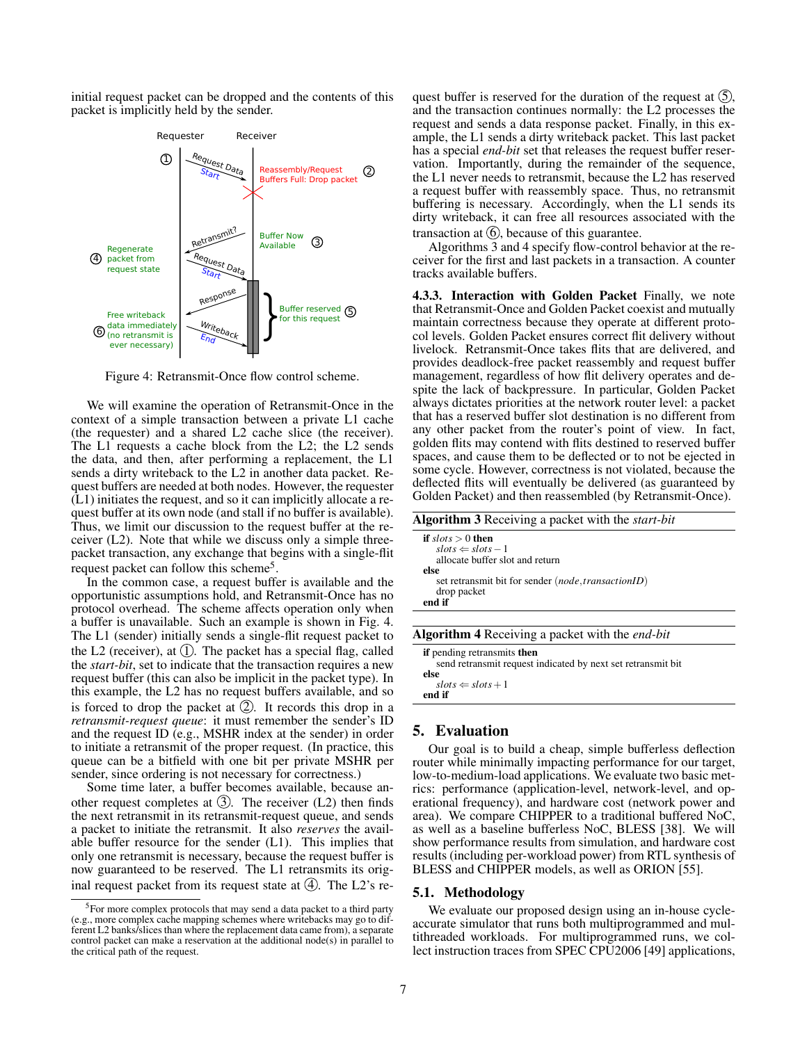initial request packet can be dropped and the contents of this packet is implicitly held by the sender.

Figure 4: Retransmit-Once flow control scheme.

We will examine the operation of Retransmit-Once in the context of a simple transaction between a private L1 cache (the requester) and a shared L2 cache slice (the receiver). The L1 requests a cache block from the L2; the L2 sends the data, and then, after performing a replacement, the L1 sends a dirty writeback to the L2 in another data packet. Request buffers are needed at both nodes. However, the requester (L1) initiates the request, and so it can implicitly allocate a request buffer at its own node (and stall if no buffer is available). Thus, we limit our discussion to the request buffer at the receiver (L2). Note that while we discuss only a simple three-packet transaction, any exchange that begins with a single-flit request packet can follow this scheme[5].

In the common case, a request buffer is available and the opportunistic assumptions hold, and Retransmit-Once has no protocol overhead. The scheme affects operation only when a buffer is unavailable. Such an example is shown in Fig. 4. The L1 (sender) initially sends a single-flit request packet to the L2 (receiver), at ①. The packet has a special flag, called the *start-bit*, set to indicate that the transaction requires a new request buffer (this can also be implicit in the packet type). In this example, the L2 has no request buffers available, and so is forced to drop the packet at ②. It records this drop in a *retransmit-request queue*: it must remember the sender's ID and the request ID (e.g., MSHR index at the sender) in order to initiate a retransmit of the proper request. (In practice, this queue can be a bitfield with one bit per private MSHR per sender, since ordering is not necessary for correctness.)

Some time later, a buffer becomes available, because another request completes at ③. The receiver (L2) then finds the next retransmit in its retransmit-request queue, and sends a packet to initiate the retransmit. It also *reserves* the available buffer resource for the sender (L1). This implies that only one retransmit is necessary, because the request buffer is now guaranteed to be reserved. The L1 retransmits its original request packet from its request state at ④. The L2's request buffer is reserved for the duration of the request at ⑤, and the transaction continues normally: the L2 processes the request and sends a data response packet. Finally, in this example, the L1 sends a dirty writeback packet. This last packet has a special *end-bit* set that releases the request buffer reservation. Importantly, during the remainder of the sequence, the L1 never needs to retransmit, because the L2 has reserved a request buffer with reassembly space. Thus, no retransmit buffering is necessary. Accordingly, when the L1 sends its dirty writeback, it can free all resources associated with the transaction at ⑥, because of this guarantee.

Algorithms 3 and 4 specify flow-control behavior at the receiver for the first and last packets in a transaction. A counter tracks available buffers.

**4.3.3. Interaction with Golden Packet** Finally, we note that Retransmit-Once and Golden Packet coexist and mutually maintain correctness because they operate at different protocol levels. Golden Packet ensures correct flit delivery without livelock. Retransmit-Once takes flits that are delivered, and provides deadlock-free packet reassembly and request buffer management, regardless of how flit delivery operates and despite the lack of backpressure. In particular, Golden Packet always dictates priorities at the network router level: a packet that has a reserved buffer slot destination is no different from any other packet from the router's point of view. In fact, golden flits may contend with flits destined to reserved buffer spaces, and cause them to be deflected or to not be ejected in some cycle. However, correctness is not violated, because the deflected flits will eventually be delivered (as guaranteed by Golden Packet) and then reassembled (by Retransmit-Once).

**Algorithm 3** Receiving a packet with the *start-bit*

```
if slots > 0 then
    slots ⇐ slots − 1
    allocate buffer slot and return
else
    set retransmit bit for sender (node, transactionID)
    drop packet
end if
```

**Algorithm 4** Receiving a packet with the *end-bit*

```
if pending retransmits then
    send retransmit request indicated by next set retransmit bit
else
    slots ⇐ slots + 1
end if
```

## 5. Evaluation

Our goal is to build a cheap, simple bufferless deflection router while minimally impacting performance for our target, low-to-medium-load applications. We evaluate two basic metrics: performance (application-level, network-level, and operational frequency), and hardware cost (network power and area). We compare CHIPPER to a traditional buffered NoC, as well as a baseline bufferless NoC, BLESS [38]. We will show performance results from simulation, and hardware cost results (including per-workload power) from RTL synthesis of BLESS and CHIPPER models, as well as ORION [55].

### 5.1. Methodology

We evaluate our proposed design using an in-house cycle-accurate simulator that runs both multiprogrammed and multithreaded workloads. For multiprogrammed runs, we collect instruction traces from SPEC CPU2006 [49] applications,

[5] For more complex protocols that may send a data packet to a third party (e.g., more complex cache mapping schemes where writebacks may go to different L2 banks/slices than where the replacement data came from), a separate control packet can make a reservation at the additional node(s) in parallel to the critical path of the request.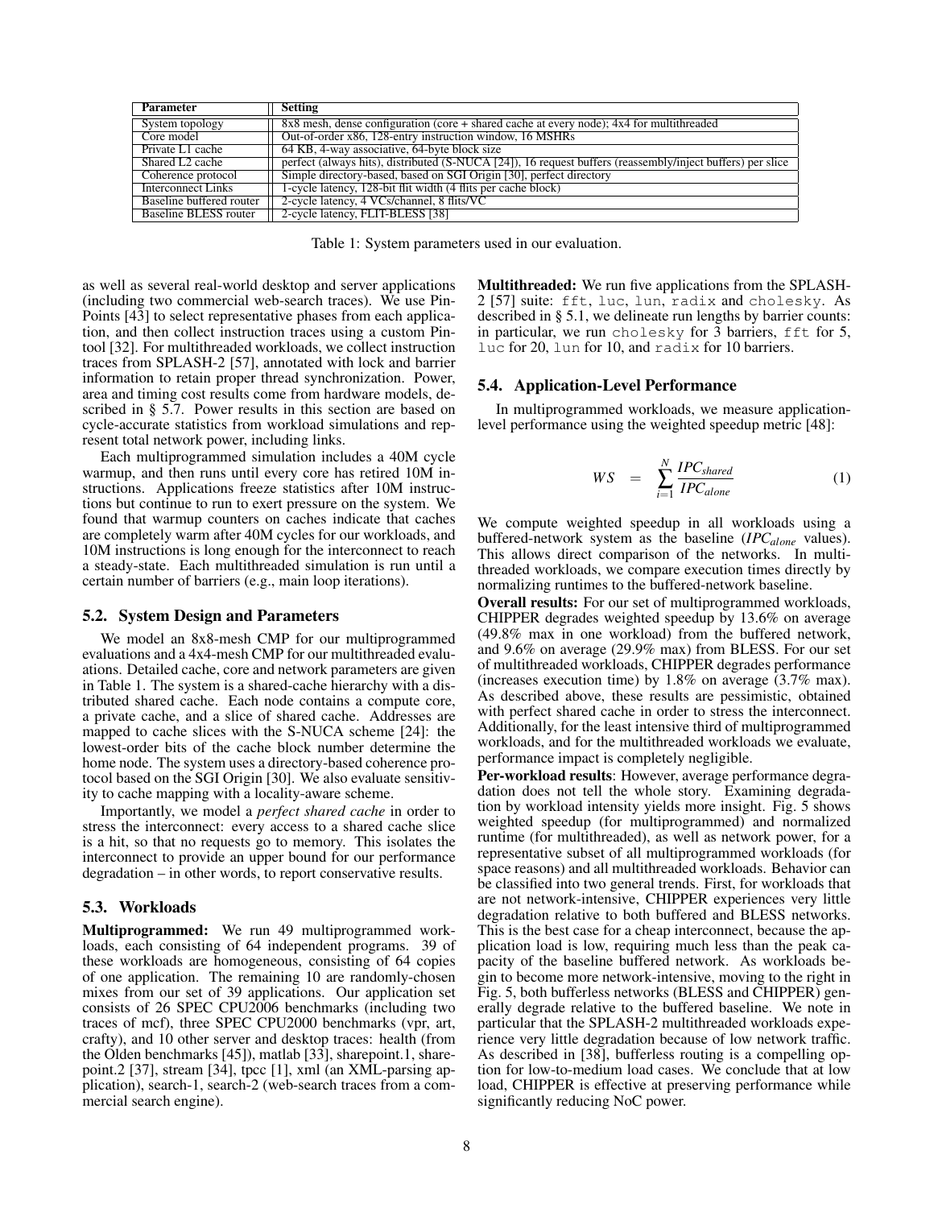| Parameter | Setting |
|---|---|
| System topology | 8x8 mesh, dense configuration (core + shared cache at every node); 4x4 for multithreaded |
| Core model | Out-of-order x86, 128-entry instruction window, 16 MSHRs |
| Private L1 cache | 64 KB, 4-way associative, 64-byte block size |
| Shared L2 cache | perfect (always hits), distributed (S-NUCA [24]), 16 request buffers (reassembly/inject buffers) per slice |
| Coherence protocol | Simple directory-based, based on SGI Origin [30], perfect directory |
| Interconnect Links | 1-cycle latency, 128-bit flit width (4 flits per cache block) |
| Baseline buffered router | 2-cycle latency, 4 VCs/channel, 8 flits/VC |
| Baseline BLESS router | 2-cycle latency, FLIT-BLESS [38] |

Table 1: System parameters used in our evaluation.

as well as several real-world desktop and server applications (including two commercial web-search traces). We use PinPoints [43] to select representative phases from each application, and then collect instruction traces using a custom Pintool [32]. For multithreaded workloads, we collect instruction traces from SPLASH-2 [57], annotated with lock and barrier information to retain proper thread synchronization. Power, area and timing cost results come from hardware models, described in § 5.7. Power results in this section are based on cycle-accurate statistics from workload simulations and represent total network power, including links.

Each multiprogrammed simulation includes a 40M cycle warmup, and then runs until every core has retired 10M instructions. Applications freeze statistics after 10M instructions but continue to run to exert pressure on the system. We found that warmup counters on caches indicate that caches are completely warm after 40M cycles for our workloads, and 10M instructions is long enough for the interconnect to reach a steady-state. Each multithreaded simulation is run until a certain number of barriers (e.g., main loop iterations).

### 5.2. System Design and Parameters

We model an 8x8-mesh CMP for our multiprogrammed evaluations and a 4x4-mesh CMP for our multithreaded evaluations. Detailed cache, core and network parameters are given in Table 1. The system is a shared-cache hierarchy with a distributed shared cache. Each node contains a compute core, a private cache, and a slice of shared cache. Addresses are mapped to cache slices with the S-NUCA scheme [24]: the lowest-order bits of the cache block number determine the home node. The system uses a directory-based coherence protocol based on the SGI Origin [30]. We also evaluate sensitivity to cache mapping with a locality-aware scheme.

Importantly, we model a *perfect shared cache* in order to stress the interconnect: every access to a shared cache slice is a hit, so that no requests go to memory. This isolates the interconnect to provide an upper bound for our performance degradation – in other words, to report conservative results.

### 5.3. Workloads

**Multiprogrammed:** We run 49 multiprogrammed workloads, each consisting of 64 independent programs. 39 of these workloads are homogeneous, consisting of 64 copies of one application. The remaining 10 are randomly-chosen mixes from our set of 39 applications. Our application set consists of 26 SPEC CPU2006 benchmarks (including two traces of mcf), three SPEC CPU2000 benchmarks (vpr, art, crafty), and 10 other server and desktop traces: health (from the Olden benchmarks [45]), matlab [33], sharepoint.1, sharepoint.2 [37], stream [34], tpcc [1], xml (an XML-parsing application), search-1, search-2 (web-search traces from a commercial search engine).

**Multithreaded:** We run five applications from the SPLASH-2 [57] suite: `fft`, `luc`, `lun`, `radix` and `cholesky`. As described in § 5.1, we delineate run lengths by barrier counts: in particular, we run `cholesky` for 3 barriers, `fft` for 5, `luc` for 20, `lun` for 10, and `radix` for 10 barriers.

### 5.4. Application-Level Performance

In multiprogrammed workloads, we measure application-level performance using the weighted speedup metric [48]:

$$WS = \sum_{i=1}^{N} \frac{IPC_{shared}}{IPC_{alone}} \tag{1}$$

We compute weighted speedup in all workloads using a buffered-network system as the baseline ($IPC_{alone}$ values). This allows direct comparison of the networks. In multithreaded workloads, we compare execution times directly by normalizing runtimes to the buffered-network baseline.

**Overall results:** For our set of multiprogrammed workloads, CHIPPER degrades weighted speedup by 13.6% on average (49.8% max in one workload) from the buffered network, and 9.6% on average (29.9% max) from BLESS. For our set of multithreaded workloads, CHIPPER degrades performance (increases execution time) by 1.8% on average (3.7% max). As described above, these results are pessimistic, obtained with perfect shared cache in order to stress the interconnect. Additionally, for the least intensive third of multiprogrammed workloads, and for the multithreaded workloads we evaluate, performance impact is completely negligible.

**Per-workload results**: However, average performance degradation does not tell the whole story. Examining degradation by workload intensity yields more insight. Fig. 5 shows weighted speedup (for multiprogrammed) and normalized runtime (for multithreaded), as well as network power, for a representative subset of all multiprogrammed workloads (for space reasons) and all multithreaded workloads. Behavior can be classified into two general trends. First, for workloads that are not network-intensive, CHIPPER experiences very little degradation relative to both buffered and BLESS networks. This is the best case for a cheap interconnect, because the application load is low, requiring much less than the peak capacity of the baseline buffered network. As workloads begin to become more network-intensive, moving to the right in Fig. 5, both bufferless networks (BLESS and CHIPPER) generally degrade relative to the buffered baseline. We note in particular that the SPLASH-2 multithreaded workloads experience very little degradation because of low network traffic. As described in [38], bufferless routing is a compelling option for low-to-medium load cases. We conclude that at low load, CHIPPER is effective at preserving performance while significantly reducing NoC power.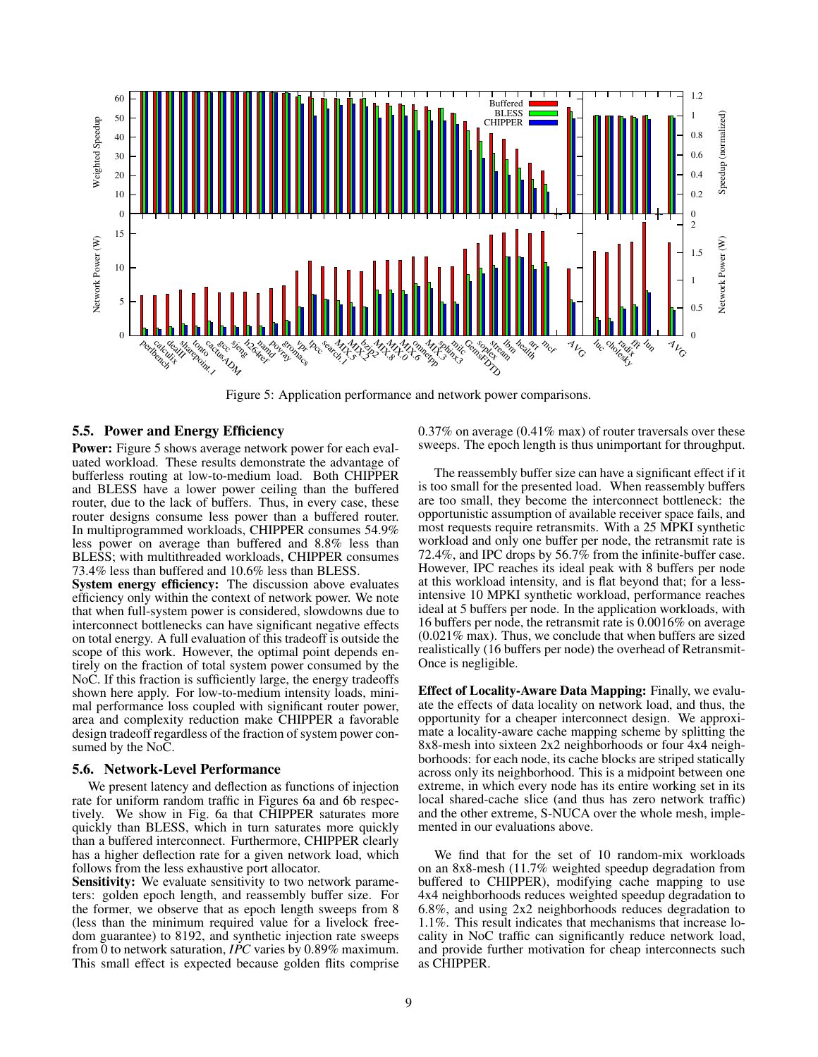Figure 5: Application performance and network power comparisons.

### 5.5. Power and Energy Efficiency

**Power:** Figure 5 shows average network power for each evaluated workload. These results demonstrate the advantage of bufferless routing at low-to-medium load. Both CHIPPER and BLESS have a lower power ceiling than the buffered router, due to the lack of buffers. Thus, in every case, these router designs consume less power than a buffered router. In multiprogrammed workloads, CHIPPER consumes 54.9% less power on average than buffered and 8.8% less than BLESS; with multithreaded workloads, CHIPPER consumes 73.4% less than buffered and 10.6% less than BLESS.

**System energy efficiency:** The discussion above evaluates efficiency only within the context of network power. We note that when full-system power is considered, slowdowns due to interconnect bottlenecks can have significant negative effects on total energy. A full evaluation of this tradeoff is outside the scope of this work. However, the optimal point depends entirely on the fraction of total system power consumed by the NoC. If this fraction is sufficiently large, the energy tradeoffs shown here apply. For low-to-medium intensity loads, minimal performance loss coupled with significant router power, area and complexity reduction make CHIPPER a favorable design tradeoff regardless of the fraction of system power consumed by the NoC.

### 5.6. Network-Level Performance

We present latency and deflection as functions of injection rate for uniform random traffic in Figures 6a and 6b respectively. We show in Fig. 6a that CHIPPER saturates more quickly than BLESS, which in turn saturates more quickly than a buffered interconnect. Furthermore, CHIPPER clearly has a higher deflection rate for a given network load, which follows from the less exhaustive port allocator.

**Sensitivity:** We evaluate sensitivity to two network parameters: golden epoch length, and reassembly buffer size. For the former, we observe that as epoch length sweeps from 8 (less than the minimum required value for a livelock freedom guarantee) to 8192, and synthetic injection rate sweeps from 0 to network saturation, *IPC* varies by 0.89% maximum. This small effect is expected because golden flits comprise 0.37% on average (0.41% max) of router traversals over these sweeps. The epoch length is thus unimportant for throughput.

The reassembly buffer size can have a significant effect if it is too small for the presented load. When reassembly buffers are too small, they become the interconnect bottleneck: the opportunistic assumption of available receiver space fails, and most requests require retransmits. With a 25 MPKI synthetic workload and only one buffer per node, the retransmit rate is 72.4%, and IPC drops by 56.7% from the infinite-buffer case. However, IPC reaches its ideal peak with 8 buffers per node at this workload intensity, and is flat beyond that; for a less-intensive 10 MPKI synthetic workload, performance reaches ideal at 5 buffers per node. In the application workloads, with 16 buffers per node, the retransmit rate is 0.0016% on average (0.021% max). Thus, we conclude that when buffers are sized realistically (16 buffers per node) the overhead of Retransmit-Once is negligible.

**Effect of Locality-Aware Data Mapping:** Finally, we evaluate the effects of data locality on network load, and thus, the opportunity for a cheaper interconnect design. We approximate a locality-aware cache mapping scheme by splitting the 8x8-mesh into sixteen 2x2 neighborhoods or four 4x4 neighborhoods: for each node, its cache blocks are striped statically across only its neighborhood. This is a midpoint between one extreme, in which every node has its entire working set in its local shared-cache slice (and thus has zero network traffic) and the other extreme, S-NUCA over the whole mesh, implemented in our evaluations above.

We find that for the set of 10 random-mix workloads on an 8x8-mesh (11.7% weighted speedup degradation from buffered to CHIPPER), modifying cache mapping to use 4x4 neighborhoods reduces weighted speedup degradation to 6.8%, and using 2x2 neighborhoods reduces degradation to 1.1%. This result indicates that mechanisms that increase locality in NoC traffic can significantly reduce network load, and provide further motivation for cheap interconnects such as CHIPPER.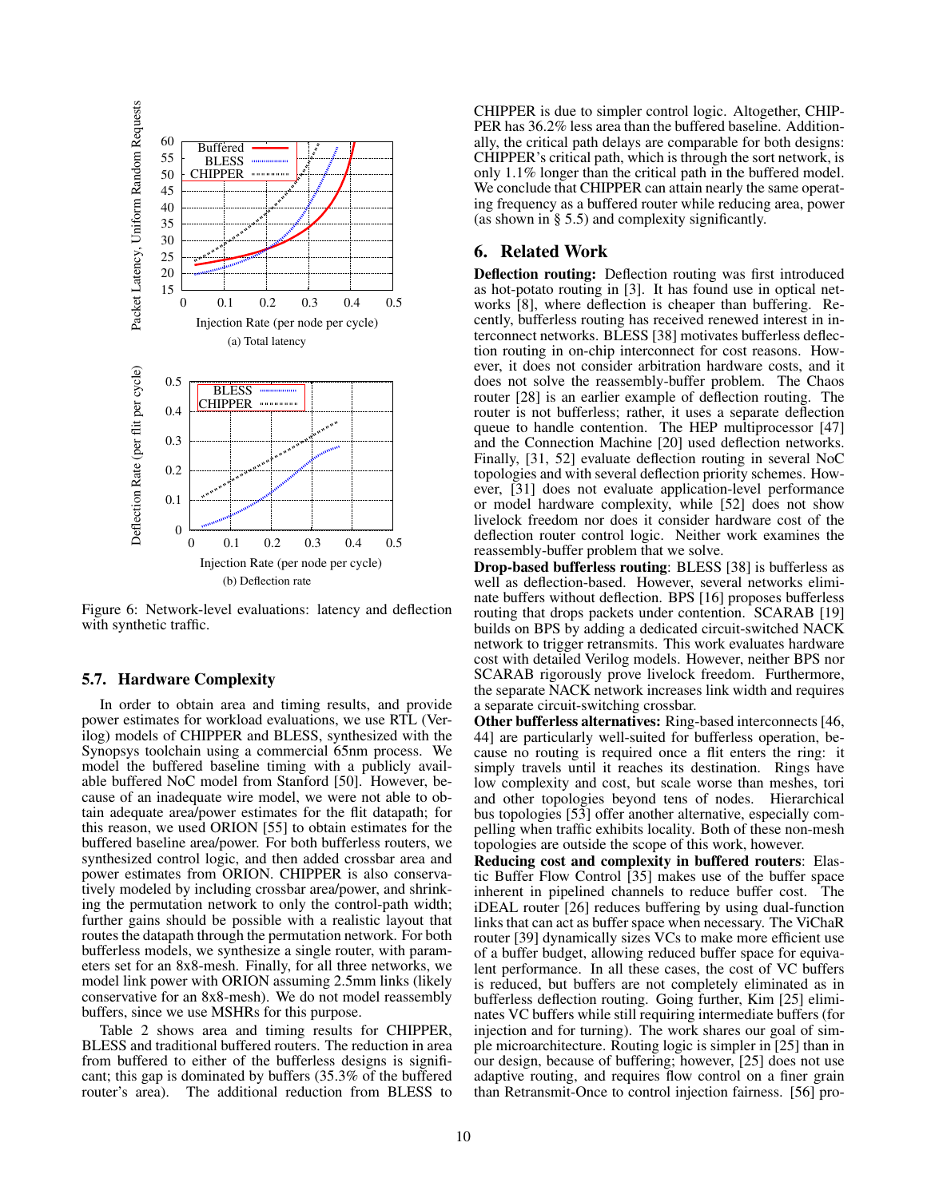(a) Total latency

(b) Deflection rate

Figure 6: Network-level evaluations: latency and deflection with synthetic traffic.

### 5.7. Hardware Complexity

In order to obtain area and timing results, and provide power estimates for workload evaluations, we use RTL (Verilog) models of CHIPPER and BLESS, synthesized with the Synopsys toolchain using a commercial 65nm process. We model the buffered baseline timing with a publicly available buffered NoC model from Stanford [50]. However, because of an inadequate wire model, we were not able to obtain adequate area/power estimates for the flit datapath; for this reason, we used ORION [55] to obtain estimates for the buffered baseline area/power. For both bufferless routers, we synthesized control logic, and then added crossbar area and power estimates from ORION. CHIPPER is also conservatively modeled by including crossbar area/power, and shrinking the permutation network to only the control-path width; further gains should be possible with a realistic layout that routes the datapath through the permutation network. For both bufferless models, we synthesize a single router, with parameters set for an 8x8-mesh. Finally, for all three networks, we model link power with ORION assuming 2.5mm links (likely conservative for an 8x8-mesh). We do not model reassembly buffers, since we use MSHRs for this purpose.

Table 2 shows area and timing results for CHIPPER, BLESS and traditional buffered routers. The reduction in area from buffered to either of the bufferless designs is significant; this gap is dominated by buffers (35.3% of the buffered router's area). The additional reduction from BLESS to CHIPPER is due to simpler control logic. Altogether, CHIPPER has 36.2% less area than the buffered baseline. Additionally, the critical path delays are comparable for both designs: CHIPPER's critical path, which is through the sort network, is only 1.1% longer than the critical path in the buffered model. We conclude that CHIPPER can attain nearly the same operating frequency as a buffered router while reducing area, power (as shown in § 5.5) and complexity significantly.

## 6. Related Work

**Deflection routing:** Deflection routing was first introduced as hot-potato routing in [3]. It has found use in optical networks [8], where deflection is cheaper than buffering. Recently, bufferless routing has received renewed interest in interconnect networks. BLESS [38] motivates bufferless deflection routing in on-chip interconnect for cost reasons. However, it does not consider arbitration hardware costs, and it does not solve the reassembly-buffer problem. The Chaos router [28] is an earlier example of deflection routing. The router is not bufferless; rather, it uses a separate deflection queue to handle contention. The HEP multiprocessor [47] and the Connection Machine [20] used deflection networks. Finally, [31, 52] evaluate deflection routing in several NoC topologies and with several deflection priority schemes. However, [31] does not evaluate application-level performance or model hardware complexity, while [52] does not show livelock freedom nor does it consider hardware cost of the deflection router control logic. Neither work examines the reassembly-buffer problem that we solve.

**Drop-based bufferless routing**: BLESS [38] is bufferless as well as deflection-based. However, several networks eliminate buffers without deflection. BPS [16] proposes bufferless routing that drops packets under contention. SCARAB [19] builds on BPS by adding a dedicated circuit-switched NACK network to trigger retransmits. This work evaluates hardware cost with detailed Verilog models. However, neither BPS nor SCARAB rigorously prove livelock freedom. Furthermore, the separate NACK network increases link width and requires a separate circuit-switching crossbar.

**Other bufferless alternatives:** Ring-based interconnects [46, 44] are particularly well-suited for bufferless operation, because no routing is required once a flit enters the ring: it simply travels until it reaches its destination. Rings have low complexity and cost, but scale worse than meshes, tori and other topologies beyond tens of nodes. Hierarchical bus topologies [53] offer another alternative, especially compelling when traffic exhibits locality. Both of these non-mesh topologies are outside the scope of this work, however.

**Reducing cost and complexity in buffered routers**: Elastic Buffer Flow Control [35] makes use of the buffer space inherent in pipelined channels to reduce buffer cost. The iDEAL router [26] reduces buffering by using dual-function links that can act as buffer space when necessary. The ViChaR router [39] dynamically sizes VCs to make more efficient use of a buffer budget, allowing reduced buffer space for equivalent performance. In all these cases, the cost of VC buffers is reduced, but buffers are not completely eliminated as in bufferless deflection routing. Going further, Kim [25] eliminates VC buffers while still requiring intermediate buffers (for injection and for turning). The work shares our goal of simple microarchitecture. Routing logic is simpler in [25] than in our design, because of buffering; however, [25] does not use adaptive routing, and requires flow control on a finer grain than Retransmit-Once to control injection fairness. [56] pro-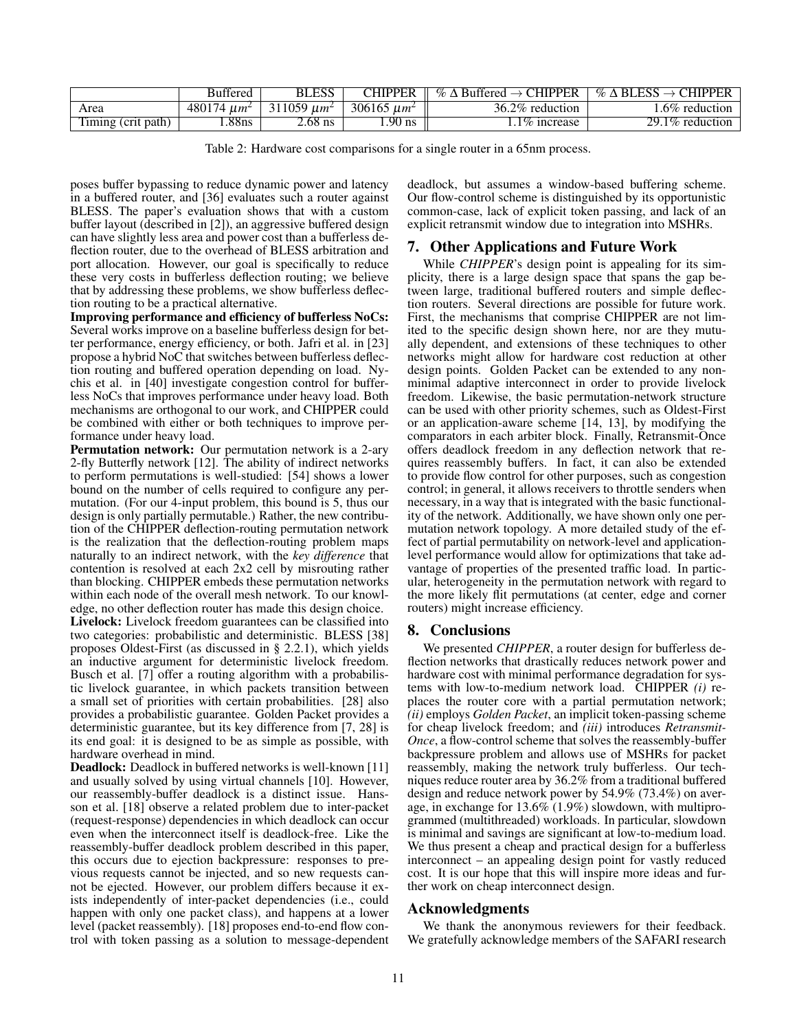| | Buffered | BLESS | CHIPPER | % Δ Buffered → CHIPPER | % Δ BLESS → CHIPPER |
|---|---|---|---|---|---|
| Area | 480174 $\mu m^2$ | 311059 $\mu m^2$ | 306165 $\mu m^2$ | 36.2% reduction | 1.6% reduction |
| Timing (crit path) | 1.88ns | 2.68 ns | 1.90 ns | 1.1% increase | 29.1% reduction |

Table 2: Hardware cost comparisons for a single router in a 65nm process.

poses buffer bypassing to reduce dynamic power and latency in a buffered router, and [36] evaluates such a router against BLESS. The paper's evaluation shows that with a custom buffer layout (described in [2]), an aggressive buffered design can have slightly less area and power cost than a bufferless deflection router, due to the overhead of BLESS arbitration and port allocation. However, our goal is specifically to reduce these very costs in bufferless deflection routing; we believe that by addressing these problems, we show bufferless deflection routing to be a practical alternative.

**Improving performance and efficiency of bufferless NoCs:** Several works improve on a baseline bufferless design for better performance, energy efficiency, or both. Jafri et al. in [23] propose a hybrid NoC that switches between bufferless deflection routing and buffered operation depending on load. Nychis et al. in [40] investigate congestion control for bufferless NoCs that improves performance under heavy load. Both mechanisms are orthogonal to our work, and CHIPPER could be combined with either or both techniques to improve performance under heavy load.

**Permutation network:** Our permutation network is a 2-ary 2-fly Butterfly network [12]. The ability of indirect networks to perform permutations is well-studied: [54] shows a lower bound on the number of cells required to configure any permutation. (For our 4-input problem, this bound is 5, thus our design is only partially permutable.) Rather, the new contribution of the CHIPPER deflection-routing permutation network is the realization that the deflection-routing problem maps naturally to an indirect network, with the *key difference* that contention is resolved at each 2x2 cell by misrouting rather than blocking. CHIPPER embeds these permutation networks within each node of the overall mesh network. To our knowledge, no other deflection router has made this design choice.

**Livelock:** Livelock freedom guarantees can be classified into two categories: probabilistic and deterministic. BLESS [38] proposes Oldest-First (as discussed in § 2.2.1), which yields an inductive argument for deterministic livelock freedom. Busch et al. [7] offer a routing algorithm with a probabilistic livelock guarantee, in which packets transition between a small set of priorities with certain probabilities. [28] also provides a probabilistic guarantee. Golden Packet provides a deterministic guarantee, but its key difference from [7, 28] is its end goal: it is designed to be as simple as possible, with hardware overhead in mind.

**Deadlock:** Deadlock in buffered networks is well-known [11] and usually solved by using virtual channels [10]. However, our reassembly-buffer deadlock is a distinct issue. Hansson et al. [18] observe a related problem due to inter-packet (request-response) dependencies in which deadlock can occur even when the interconnect itself is deadlock-free. Like the reassembly-buffer deadlock problem described in this paper, this occurs due to ejection backpressure: responses to previous requests cannot be injected, and so new requests cannot be ejected. However, our problem differs because it exists independently of inter-packet dependencies (i.e., could happen with only one packet class), and happens at a lower level (packet reassembly). [18] proposes end-to-end flow control with token passing as a solution to message-dependent deadlock, but assumes a window-based buffering scheme. Our flow-control scheme is distinguished by its opportunistic common-case, lack of explicit token passing, and lack of an explicit retransmit window due to integration into MSHRs.

## 7. Other Applications and Future Work

While *CHIPPER*'s design point is appealing for its simplicity, there is a large design space that spans the gap between large, traditional buffered routers and simple deflection routers. Several directions are possible for future work. First, the mechanisms that comprise CHIPPER are not limited to the specific design shown here, nor are they mutually dependent, and extensions of these techniques to other networks might allow for hardware cost reduction at other design points. Golden Packet can be extended to any non-minimal adaptive interconnect in order to provide livelock freedom. Likewise, the basic permutation-network structure can be used with other priority schemes, such as Oldest-First or an application-aware scheme [14, 13], by modifying the comparators in each arbiter block. Finally, Retransmit-Once offers deadlock freedom in any deflection network that requires reassembly buffers. In fact, it can also be extended to provide flow control for other purposes, such as congestion control; in general, it allows receivers to throttle senders when necessary, in a way that is integrated with the basic functionality of the network. Additionally, we have shown only one permutation network topology. A more detailed study of the effect of partial permutability on network-level and application-level performance would allow for optimizations that take advantage of properties of the presented traffic load. In particular, heterogeneity in the permutation network with regard to the more likely flit permutations (at center, edge and corner routers) might increase efficiency.

## 8. Conclusions

We presented *CHIPPER*, a router design for bufferless deflection networks that drastically reduces network power and hardware cost with minimal performance degradation for systems with low-to-medium network load. CHIPPER *(i)* replaces the router core with a partial permutation network; *(ii)* employs *Golden Packet*, an implicit token-passing scheme for cheap livelock freedom; and *(iii)* introduces *Retransmit-Once*, a flow-control scheme that solves the reassembly-buffer backpressure problem and allows use of MSHRs for packet reassembly, making the network truly bufferless. Our techniques reduce router area by 36.2% from a traditional buffered design and reduce network power by 54.9% (73.4%) on average, in exchange for 13.6% (1.9%) slowdown, with multiprogrammed (multithreaded) workloads. In particular, slowdown is minimal and savings are significant at low-to-medium load. We thus present a cheap and practical design for a bufferless interconnect – an appealing design point for vastly reduced cost. It is our hope that this will inspire more ideas and further work on cheap interconnect design.

## Acknowledgments

We thank the anonymous reviewers for their feedback. We gratefully acknowledge members of the SAFARI research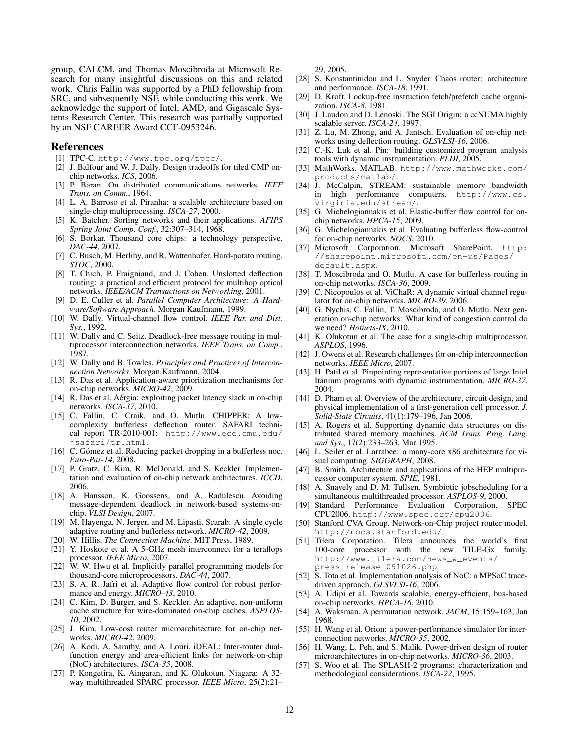group, CALCM, and Thomas Moscibroda at Microsoft Research for many insightful discussions on this and related work. Chris Fallin was supported by a PhD fellowship from SRC, and subsequently NSF, while conducting this work. We acknowledge the support of Intel, AMD, and Gigascale Systems Research Center. This research was partially supported by an NSF CAREER Award CCF-0953246.

## References

[1] TPC-C. http://www.tpc.org/tpcc/.

[2] J. Balfour and W. J. Dally. Design tradeoffs for tiled CMP on-chip networks. *ICS*, 2006.

[3] P. Baran. On distributed communications networks. *IEEE Trans. on Comm.*, 1964.

[4] L. A. Barroso et al. Piranha: a scalable architecture based on single-chip multiprocessing. *ISCA-27*, 2000.

[5] K. Batcher. Sorting networks and their applications. *AFIPS Spring Joint Comp. Conf.*, 32:307–314, 1968.

[6] S. Borkar. Thousand core chips: a technology perspective. *DAC-44*, 2007.

[7] C. Busch, M. Herlihy, and R. Wattenhofer. Hard-potato routing. *STOC*, 2000.

[8] T. Chich, P. Fraigniaud, and J. Cohen. Unslotted deflection routing: a practical and efficient protocol for multihop optical networks. *IEEE/ACM Transactions on Networking*, 2001.

[9] D. E. Culler et al. *Parallel Computer Architecture: A Hardware/Software Approach*. Morgan Kaufmann, 1999.

[10] W. Dally. Virtual-channel flow control. *IEEE Par. and Dist. Sys.*, 1992.

[11] W. Dally and C. Seitz. Deadlock-free message routing in multiprocessor interconnection networks. *IEEE Trans. on Comp.*, 1987.

[12] W. Dally and B. Towles. *Principles and Practices of Interconnection Networks*. Morgan Kaufmann, 2004.

[13] R. Das et al. Application-aware prioritization mechanisms for on-chip networks. *MICRO-42*, 2009.

[14] R. Das et al. Aérgia: exploiting packet latency slack in on-chip networks. *ISCA-37*, 2010.

[15] C. Fallin, C. Craik, and O. Mutlu. CHIPPER: A low-complexity bufferless deflection router. SAFARI technical report TR-2010-001: http://www.ece.cmu.edu/~safari/tr.html.

[16] C. Gómez et al. Reducing packet dropping in a bufferless noc. *Euro-Par-14*, 2008.

[17] P. Gratz, C. Kim, R. McDonald, and S. Keckler. Implementation and evaluation of on-chip network architectures. *ICCD*, 2006.

[18] A. Hansson, K. Goossens, and A. Radulescu. Avoiding message-dependent deadlock in network-based systems-on-chip. *VLSI Design*, 2007.

[19] M. Hayenga, N. Jerger, and M. Lipasti. Scarab: A single cycle adaptive routing and bufferless network. *MICRO-42*, 2009.

[20] W. Hillis. *The Connection Machine*. MIT Press, 1989.

[21] Y. Hoskote et al. A 5-GHz mesh interconnect for a teraflops processor. *IEEE Micro*, 2007.

[22] W. W. Hwu et al. Implicitly parallel programming models for thousand-core microprocessors. *DAC-44*, 2007.

[23] S. A. R. Jafri et al. Adaptive flow control for robust performance and energy. *MICRO-43*, 2010.

[24] C. Kim, D. Burger, and S. Keckler. An adaptive, non-uniform cache structure for wire-dominated on-chip caches. *ASPLOS-10*, 2002.

[25] J. Kim. Low-cost router microarchitecture for on-chip networks. *MICRO-42*, 2009.

[26] A. Kodi, A. Sarathy, and A. Louri. iDEAL: Inter-router dual-function energy and area-efficient links for network-on-chip (NoC) architectures. *ISCA-35*, 2008.

[27] P. Kongetira, K. Aingaran, and K. Olukotun. Niagara: A 32-way multithreaded SPARC processor. *IEEE Micro*, 25(2):21–29, 2005.

[28] S. Konstantinidou and L. Snyder. Chaos router: architecture and performance. *ISCA-18*, 1991.

[29] D. Kroft. Lockup-free instruction fetch/prefetch cache organization. *ISCA-8*, 1981.

[30] J. Laudon and D. Lenoski. The SGI Origin: a ccNUMA highly scalable server. *ISCA-24*, 1997.

[31] Z. Lu, M. Zhong, and A. Jantsch. Evaluation of on-chip networks using deflection routing. *GLSVLSI-16*, 2006.

[32] C.-K. Luk et al. Pin: building customized program analysis tools with dynamic instrumentation. *PLDI*, 2005.

[33] MathWorks. MATLAB. http://www.mathworks.com/products/matlab/.

[34] J. McCalpin. STREAM: sustainable memory bandwidth in high performance computers. http://www.cs.virginia.edu/stream/.

[35] G. Michelogiannakis et al. Elastic-buffer flow control for on-chip networks. *HPCA-15*, 2009.

[36] G. Michelogiannakis et al. Evaluating bufferless flow-control for on-chip networks. *NOCS*, 2010.

[37] Microsoft Corporation. Microsoft SharePoint. http://sharepoint.microsoft.com/en-us/Pages/default.aspx.

[38] T. Moscibroda and O. Mutlu. A case for bufferless routing in on-chip networks. *ISCA-36*, 2009.

[39] C. Nicopoulos et al. ViChaR: A dynamic virtual channel regulator for on-chip networks. *MICRO-39*, 2006.

[40] G. Nychis, C. Fallin, T. Moscibroda, and O. Mutlu. Next generation on-chip networks: What kind of congestion control do we need? *Hotnets-IX*, 2010.

[41] K. Olukotun et al. The case for a single-chip multiprocessor. *ASPLOS*, 1996.

[42] J. Owens et al. Research challenges for on-chip interconnection networks. *IEEE Micro*, 2007.

[43] H. Patil et al. Pinpointing representative portions of large Intel Itanium programs with dynamic instrumentation. *MICRO-37*, 2004.

[44] D. Pham et al. Overview of the architecture, circuit design, and physical implementation of a first-generation cell processor. *J. Solid-State Circuits*, 41(1):179–196, Jan 2006.

[45] A. Rogers et al. Supporting dynamic data structures on distributed shared memory machines. *ACM Trans. Prog. Lang. and Sys.*, 17(2):233–263, Mar 1995.

[46] L. Seiler et al. Larrabee: a many-core x86 architecture for visual computing. *SIGGRAPH*, 2008.

[47] B. Smith. Architecture and applications of the HEP multiprocessor computer system. *SPIE*, 1981.

[48] A. Snavely and D. M. Tullsen. Symbiotic jobscheduling for a simultaneous multithreaded processor. *ASPLOS-9*, 2000.

[49] Standard Performance Evaluation Corporation. SPEC CPU2006. http://www.spec.org/cpu2006.

[50] Stanford CVA Group. Network-on-Chip project router model. http://nocs.stanford.edu/.

[51] Tilera Corporation. Tilera announces the world's first 100-core processor with the new TILE-Gx family. http://www.tilera.com/news_&_events/press_release_091026.php.

[52] S. Tota et al. Implementation analysis of NoC: a MPSoC trace-driven approach. *GLSVLSI-16*, 2006.

[53] A. Udipi et al. Towards scalable, energy-efficient, bus-based on-chip networks. *HPCA-16*, 2010.

[54] A. Waksman. A permutation network. *JACM*, 15:159–163, Jan 1968.

[55] H. Wang et al. Orion: a power-performance simulator for interconnection networks. *MICRO-35*, 2002.

[56] H. Wang, L. Peh, and S. Malik. Power-driven design of router microarchitectures in on-chip networks. *MICRO-36*, 2003.

[57] S. Woo et al. The SPLASH-2 programs: characterization and methodological considerations. *ISCA-22*, 1995.